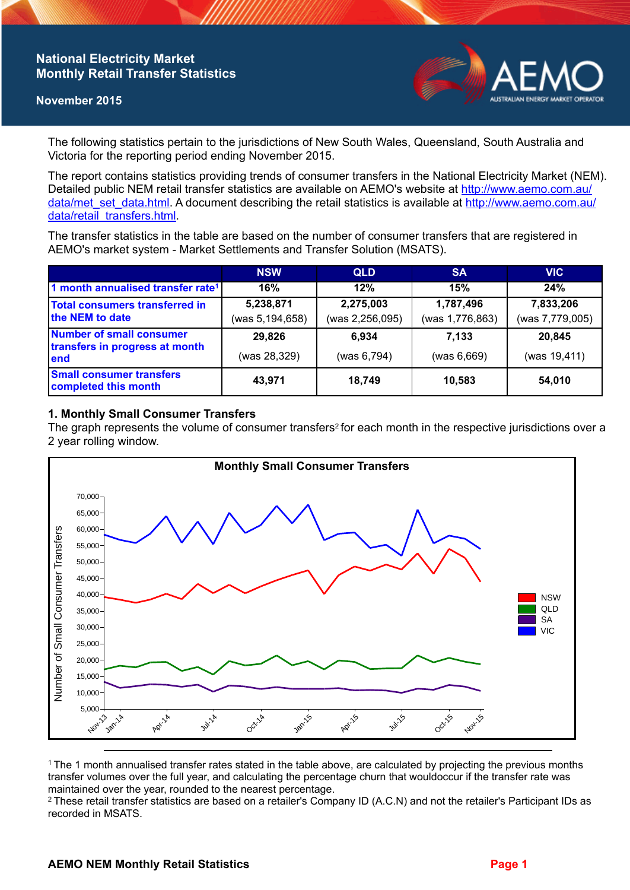# National Electricity Market Monthly Retail Transfer Statistics

**November 2015**

The following statistics pertain to the jurisdictions of New South Wales, Queensland, South Australia and Victoria for the reporting period ending November 2015.

The report contains statistics providing trends of consumer transfers in the National Electricity Market (NEM). Detailed public NEM retail transfer statistics are available on AEMO's website at http://www.aemo.com.au/data/met_set_data.html. A document describing the retail statistics is available at http://www.aemo.com.au/data/retail_transfers.html.

The transfer statistics in the table are based on the number of consumer transfers that are registered in AEMO's market system - Market Settlements and Transfer Solution (MSATS).

| | NSW | QLD | SA | VIC |
|---|---|---|---|---|
| 1 month annualised transfer rate[1] | 16% | 12% | 15% | 24% |
| Total consumers transferred in the NEM to date | 5,238,871 (was 5,194,658) | 2,275,003 (was 2,256,095) | 1,787,496 (was 1,776,863) | 7,833,206 (was 7,779,005) |
| Number of small consumer transfers in progress at month end | 29,826 (was 28,329) | 6,934 (was 6,794) | 7,133 (was 6,669) | 20,845 (was 19,411) |
| Small consumer transfers completed this month | 43,971 | 18,749 | 10,583 | 54,010 |

## 1. Monthly Small Consumer Transfers

The graph represents the volume of consumer transfers[2] for each month in the respective jurisdictions over a 2 year rolling window.

**Monthly Small Consumer Transfers**

[Line chart: Number of Small Consumer Transfers (5,000–70,000) by month, Nov-13 to Nov-15, for NSW, QLD, SA, VIC]

[1] The 1 month annualised transfer rates stated in the table above, are calculated by projecting the previous months transfer volumes over the full year, and calculating the percentage churn that wouldoccur if the transfer rate was maintained over the year, rounded to the nearest percentage.

[2] These retail transfer statistics are based on a retailer's Company ID (A.C.N) and not the retailer's Participant IDs as recorded in MSATS.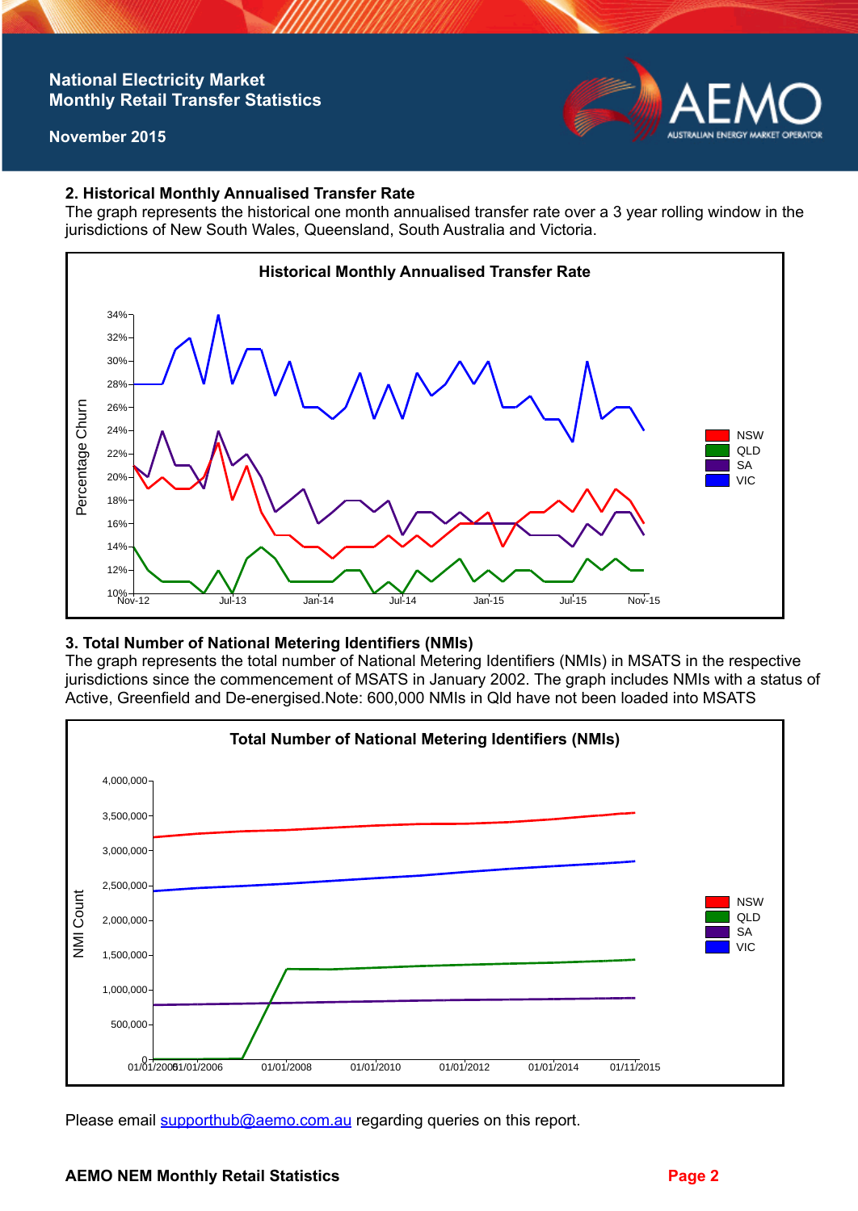## 2. Historical Monthly Annualised Transfer Rate

The graph represents the historical one month annualised transfer rate over a 3 year rolling window in the jurisdictions of New South Wales, Queensland, South Australia and Victoria.

Historical Monthly Annualised Transfer Rate

Percentage Churn

34%
32%
30%
28%
26%
24%
22%
20%
18%
16%
14%
12%
10%

Nov-12
Jul-13
Jan-14
Jul-14
Jan-15
Jul-15
Nov-15

NSW
QLD
SA
VIC

## 3. Total Number of National Metering Identifiers (NMIs)

The graph represents the total number of National Metering Identifiers (NMIs) in MSATS in the respective jurisdictions since the commencement of MSATS in January 2002. The graph includes NMIs with a status of Active, Greenfield and De-energised.Note: 600,000 NMIs in Qld have not been loaded into MSATS

Total Number of National Metering Identifiers (NMIs)

NMI Count

4,000,000
3,500,000
3,000,000
2,500,000
2,000,000
1,500,000
1,000,000
500,000
0

01/01/2006
01/01/2006
01/01/2008
01/01/2010
01/01/2012
01/01/2014
01/11/2015

NSW
QLD
SA
VIC

Please email supporthub@aemo.com.au regarding queries on this report.